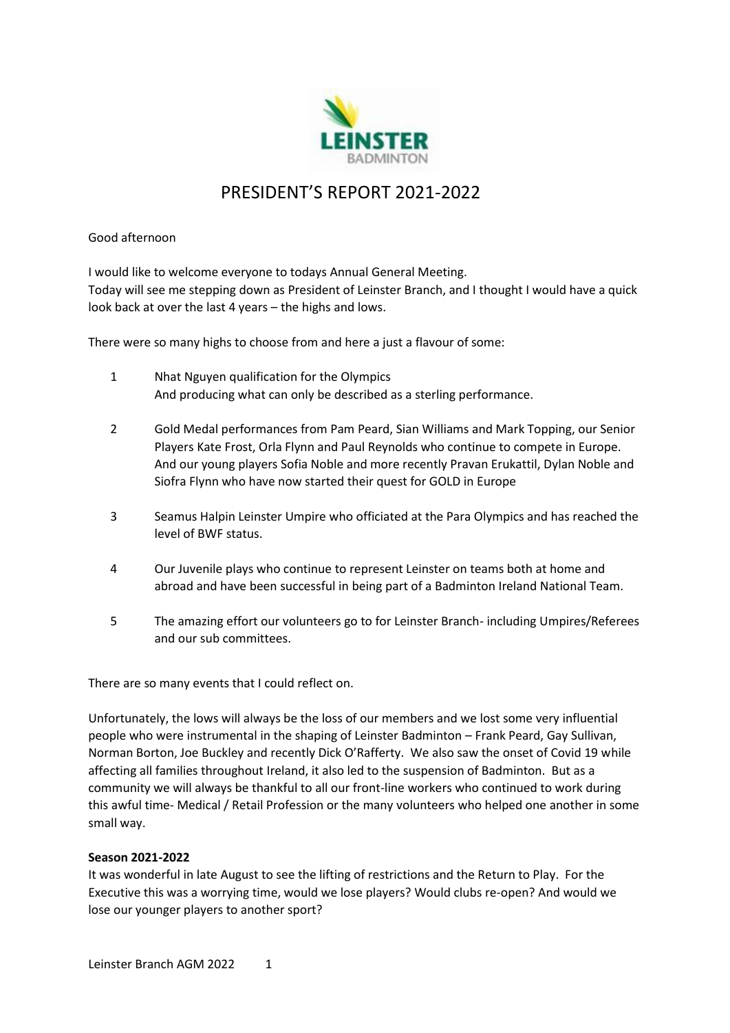# PRESIDENT'S REPORT 2021-2022

Good afternoon

I would like to welcome everyone to todays Annual General Meeting.
Today will see me stepping down as President of Leinster Branch, and I thought I would have a quick look back at over the last 4 years – the highs and lows.

There were so many highs to choose from and here a just a flavour of some:

1. Nhat Nguyen qualification for the Olympics
   And producing what can only be described as a sterling performance.

2. Gold Medal performances from Pam Peard, Sian Williams and Mark Topping, our Senior Players Kate Frost, Orla Flynn and Paul Reynolds who continue to compete in Europe. And our young players Sofia Noble and more recently Pravan Erukattil, Dylan Noble and Siofra Flynn who have now started their quest for GOLD in Europe

3. Seamus Halpin Leinster Umpire who officiated at the Para Olympics and has reached the level of BWF status.

4. Our Juvenile plays who continue to represent Leinster on teams both at home and abroad and have been successful in being part of a Badminton Ireland National Team.

5. The amazing effort our volunteers go to for Leinster Branch- including Umpires/Referees and our sub committees.

There are so many events that I could reflect on.

Unfortunately, the lows will always be the loss of our members and we lost some very influential people who were instrumental in the shaping of Leinster Badminton – Frank Peard, Gay Sullivan, Norman Borton, Joe Buckley and recently Dick O'Rafferty. We also saw the onset of Covid 19 while affecting all families throughout Ireland, it also led to the suspension of Badminton. But as a community we will always be thankful to all our front-line workers who continued to work during this awful time- Medical / Retail Profession or the many volunteers who helped one another in some small way.

**Season 2021-2022**

It was wonderful in late August to see the lifting of restrictions and the Return to Play. For the Executive this was a worrying time, would we lose players? Would clubs re-open? And would we lose our younger players to another sport?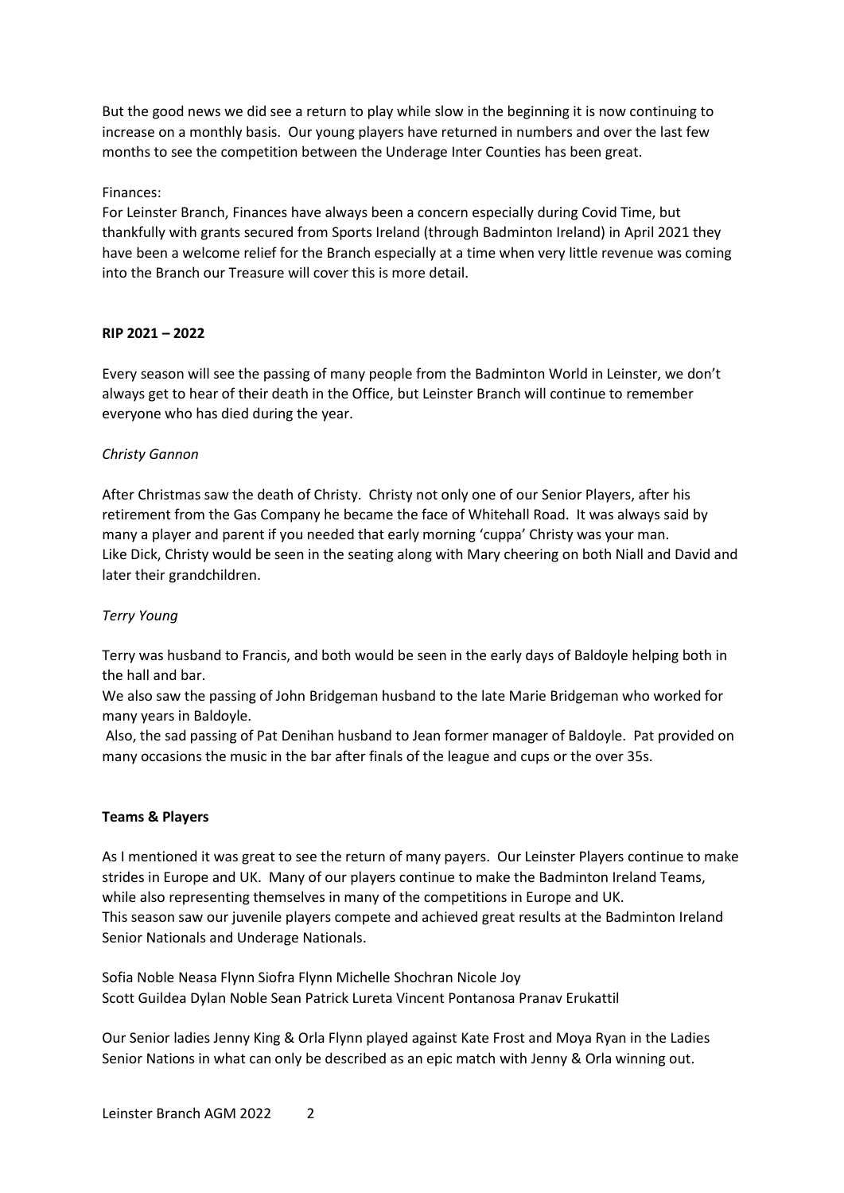But the good news we did see a return to play while slow in the beginning it is now continuing to increase on a monthly basis. Our young players have returned in numbers and over the last few months to see the competition between the Underage Inter Counties has been great.

Finances:
For Leinster Branch, Finances have always been a concern especially during Covid Time, but thankfully with grants secured from Sports Ireland (through Badminton Ireland) in April 2021 they have been a welcome relief for the Branch especially at a time when very little revenue was coming into the Branch our Treasure will cover this is more detail.

**RIP 2021 – 2022**

Every season will see the passing of many people from the Badminton World in Leinster, we don't always get to hear of their death in the Office, but Leinster Branch will continue to remember everyone who has died during the year.

*Christy Gannon*

After Christmas saw the death of Christy. Christy not only one of our Senior Players, after his retirement from the Gas Company he became the face of Whitehall Road. It was always said by many a player and parent if you needed that early morning 'cuppa' Christy was your man.
Like Dick, Christy would be seen in the seating along with Mary cheering on both Niall and David and later their grandchildren.

*Terry Young*

Terry was husband to Francis, and both would be seen in the early days of Baldoyle helping both in the hall and bar.
We also saw the passing of John Bridgeman husband to the late Marie Bridgeman who worked for many years in Baldoyle.
Also, the sad passing of Pat Denihan husband to Jean former manager of Baldoyle. Pat provided on many occasions the music in the bar after finals of the league and cups or the over 35s.

**Teams & Players**

As I mentioned it was great to see the return of many payers. Our Leinster Players continue to make strides in Europe and UK. Many of our players continue to make the Badminton Ireland Teams, while also representing themselves in many of the competitions in Europe and UK.
This season saw our juvenile players compete and achieved great results at the Badminton Ireland Senior Nationals and Underage Nationals.

Sofia Noble Neasa Flynn Siofra Flynn Michelle Shochran Nicole Joy
Scott Guildea Dylan Noble Sean Patrick Lureta Vincent Pontanosa Pranav Erukattil

Our Senior ladies Jenny King & Orla Flynn played against Kate Frost and Moya Ryan in the Ladies Senior Nations in what can only be described as an epic match with Jenny & Orla winning out.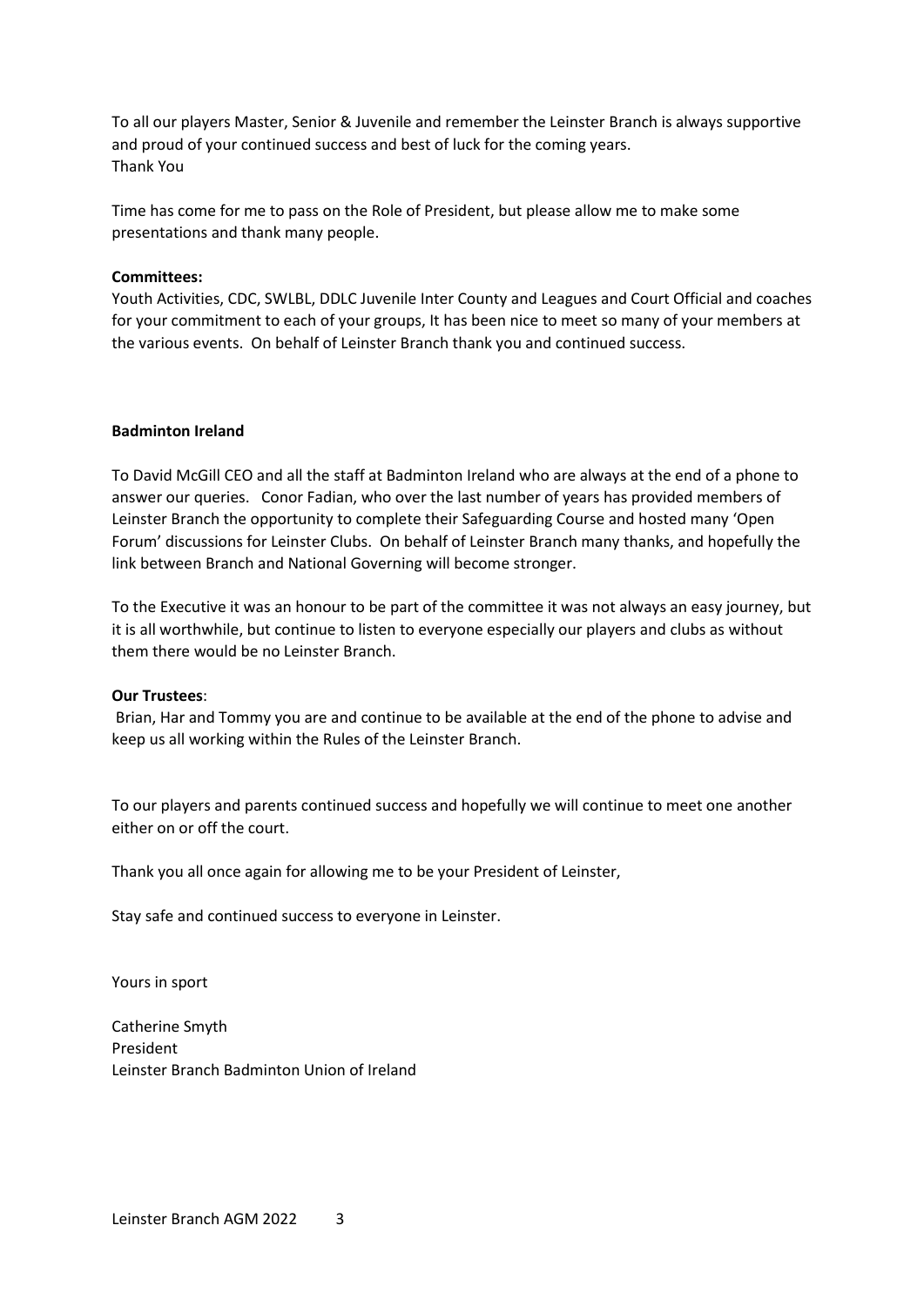To all our players Master, Senior & Juvenile and remember the Leinster Branch is always supportive and proud of your continued success and best of luck for the coming years.
Thank You

Time has come for me to pass on the Role of President, but please allow me to make some presentations and thank many people.

**Committees:**
Youth Activities, CDC, SWLBL, DDLC Juvenile Inter County and Leagues and Court Official and coaches for your commitment to each of your groups, It has been nice to meet so many of your members at the various events. On behalf of Leinster Branch thank you and continued success.

**Badminton Ireland**

To David McGill CEO and all the staff at Badminton Ireland who are always at the end of a phone to answer our queries. Conor Fadian, who over the last number of years has provided members of Leinster Branch the opportunity to complete their Safeguarding Course and hosted many 'Open Forum' discussions for Leinster Clubs. On behalf of Leinster Branch many thanks, and hopefully the link between Branch and National Governing will become stronger.

To the Executive it was an honour to be part of the committee it was not always an easy journey, but it is all worthwhile, but continue to listen to everyone especially our players and clubs as without them there would be no Leinster Branch.

**Our Trustees**:
Brian, Har and Tommy you are and continue to be available at the end of the phone to advise and keep us all working within the Rules of the Leinster Branch.

To our players and parents continued success and hopefully we will continue to meet one another either on or off the court.

Thank you all once again for allowing me to be your President of Leinster,

Stay safe and continued success to everyone in Leinster.

Yours in sport

Catherine Smyth
President
Leinster Branch Badminton Union of Ireland